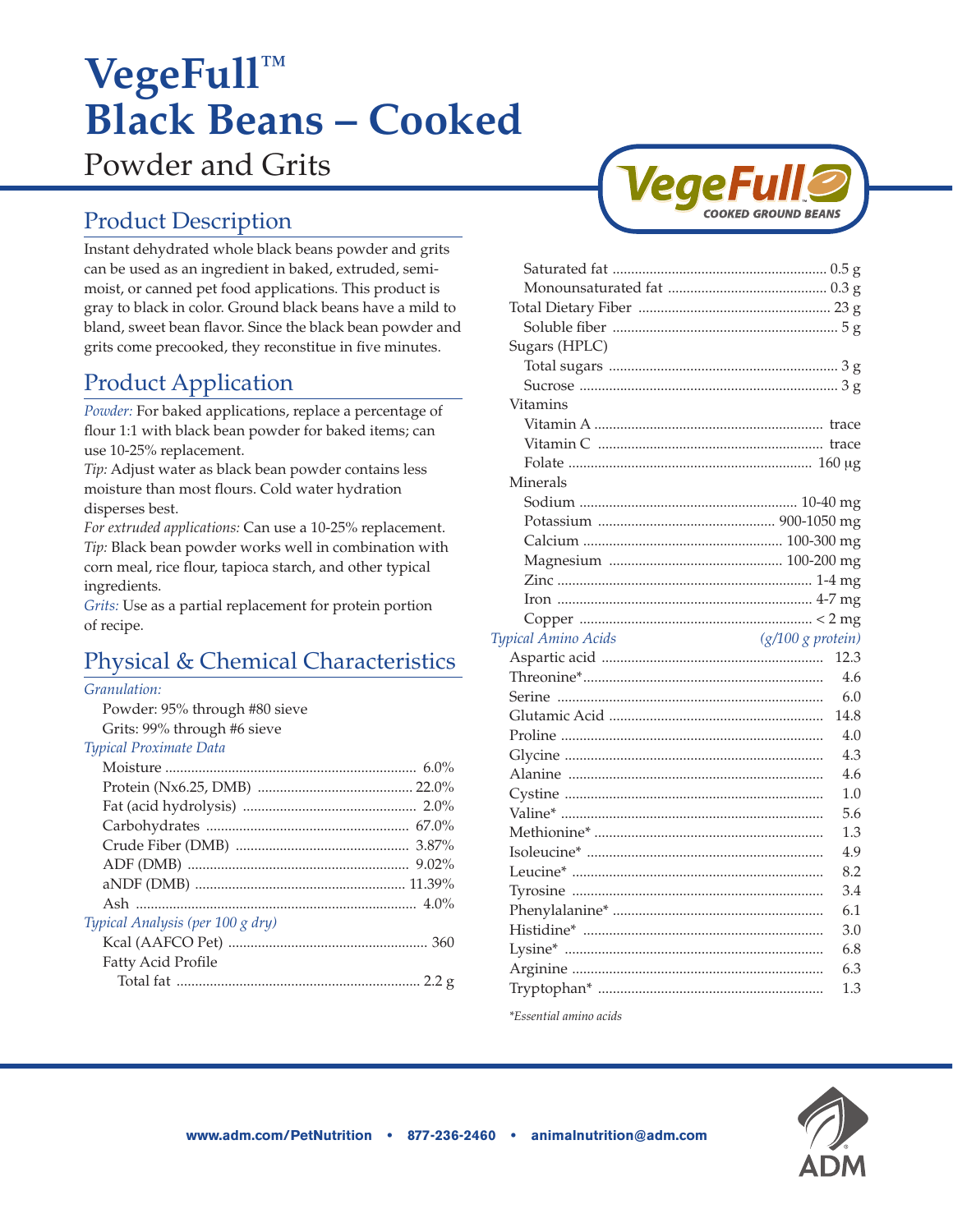# VegeFull™ Black Beans – Cooked

Powder and Grits

## Product Description

Instant dehydrated whole black beans powder and grits can be used as an ingredient in baked, extruded, semi-moist, or canned pet food applications. This product is gray to black in color. Ground black beans have a mild to bland, sweet bean flavor. Since the black bean powder and grits come precooked, they reconstitue in five minutes.

## Product Application

*Powder:* For baked applications, replace a percentage of flour 1:1 with black bean powder for baked items; can use 10-25% replacement.

*Tip:* Adjust water as black bean powder contains less moisture than most flours. Cold water hydration disperses best.

*For extruded applications:* Can use a 10-25% replacement.

*Tip:* Black bean powder works well in combination with corn meal, rice flour, tapioca starch, and other typical ingredients.

*Grits:* Use as a partial replacement for protein portion of recipe.

## Physical & Chemical Characteristics

*Granulation:*

- Powder: 95% through #80 sieve
- Grits: 99% through #6 sieve

*Typical Proximate Data*

| | |
|---|---|
| Moisture | 6.0% |
| Protein (Nx6.25, DMB) | 22.0% |
| Fat (acid hydrolysis) | 2.0% |
| Carbohydrates | 67.0% |
| Crude Fiber (DMB) | 3.87% |
| ADF (DMB) | 9.02% |
| aNDF (DMB) | 11.39% |
| Ash | 4.0% |

*Typical Analysis (per 100 g dry)*

| | |
|---|---|
| Kcal (AAFCO Pet) | 360 |
| Fatty Acid Profile | |
| Total fat | 2.2 g |
| Saturated fat | 0.5 g |
| Monounsaturated fat | 0.3 g |
| Total Dietary Fiber | 23 g |
| Soluble fiber | 5 g |
| Sugars (HPLC) | |
| Total sugars | 3 g |
| Sucrose | 3 g |
| Vitamins | |
| Vitamin A | trace |
| Vitamin C | trace |
| Folate | 160 µg |
| Minerals | |
| Sodium | 10-40 mg |
| Potassium | 900-1050 mg |
| Calcium | 100-300 mg |
| Magnesium | 100-200 mg |
| Zinc | 1-4 mg |
| Iron | 4-7 mg |
| Copper | < 2 mg |

| *Typical Amino Acids* | *(g/100 g protein)* |
|---|---|
| Aspartic acid | 12.3 |
| Threonine* | 4.6 |
| Serine | 6.0 |
| Glutamic Acid | 14.8 |
| Proline | 4.0 |
| Glycine | 4.3 |
| Alanine | 4.6 |
| Cystine | 1.0 |
| Valine* | 5.6 |
| Methionine* | 1.3 |
| Isoleucine* | 4.9 |
| Leucine* | 8.2 |
| Tyrosine | 3.4 |
| Phenylalanine* | 6.1 |
| Histidine* | 3.0 |
| Lysine* | 6.8 |
| Arginine | 6.3 |
| Tryptophan* | 1.3 |

*\*Essential amino acids*

www.adm.com/PetNutrition • 877-236-2460 • animalnutrition@adm.com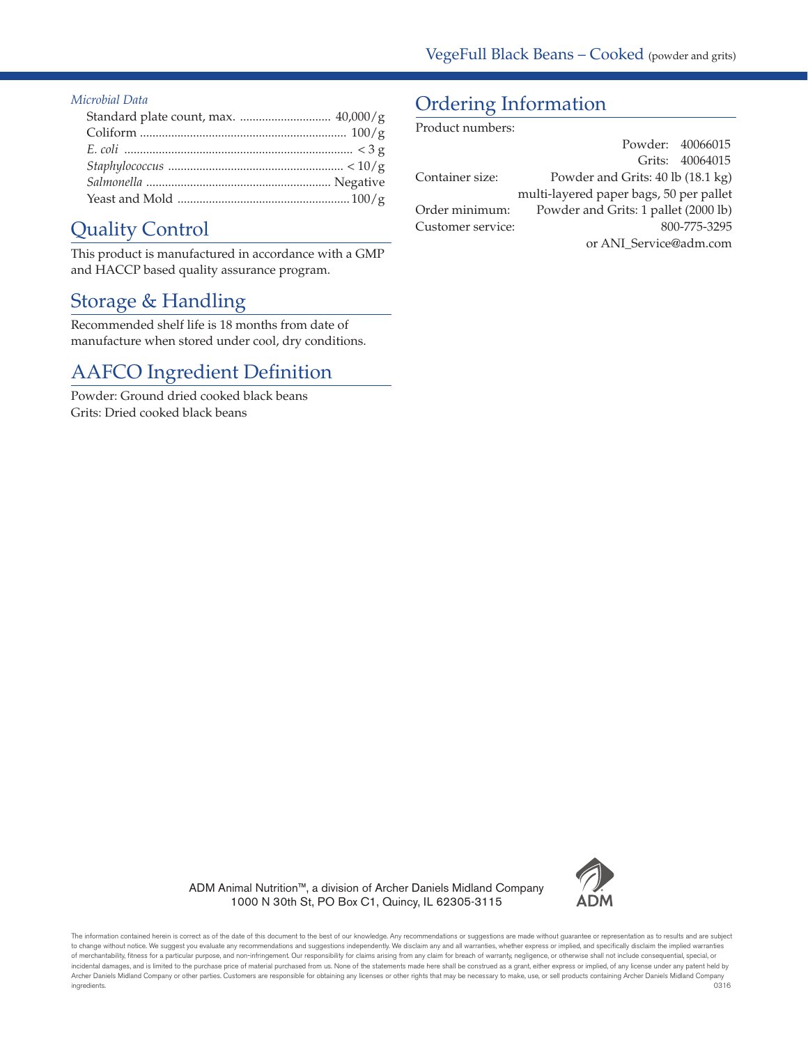*Microbial Data*

| | |
|---|---|
| Standard plate count, max. | 40,000/g |
| Coliform | 100/g |
| *E. coli* | < 3 g |
| *Staphylococcus* | < 10/g |
| *Salmonella* | Negative |
| Yeast and Mold | 100/g |

## Quality Control

This product is manufactured in accordance with a GMP and HACCP based quality assurance program.

## Storage & Handling

Recommended shelf life is 18 months from date of manufacture when stored under cool, dry conditions.

## AAFCO Ingredient Definition

Powder: Ground dried cooked black beans
Grits: Dried cooked black beans

## Ordering Information

| | |
|---|---|
| Product numbers: | |
| | Powder: 40066015 |
| | Grits: 40064015 |
| Container size: | Powder and Grits: 40 lb (18.1 kg) multi-layered paper bags, 50 per pallet |
| Order minimum: | Powder and Grits: 1 pallet (2000 lb) |
| Customer service: | 800-775-3295 or ANI_Service@adm.com |

ADM Animal Nutrition™, a division of Archer Daniels Midland Company
1000 N 30th St, PO Box C1, Quincy, IL 62305-3115

The information contained herein is correct as of the date of this document to the best of our knowledge. Any recommendations or suggestions are made without guarantee or representation as to results and are subject to change without notice. We suggest you evaluate any recommendations and suggestions independently. We disclaim any and all warranties, whether express or implied, and specifically disclaim the implied warranties of merchantability, fitness for a particular purpose, and non-infringement. Our responsibility for claims arising from any claim for breach of warranty, negligence, or otherwise shall not include consequential, special, or incidental damages, and is limited to the purchase price of material purchased from us. None of the statements made here shall be construed as a grant, either express or implied, of any license under any patent held by Archer Daniels Midland Company or other parties. Customers are responsible for obtaining any licenses or other rights that may be necessary to make, use, or sell products containing Archer Daniels Midland Company ingredients.

0316